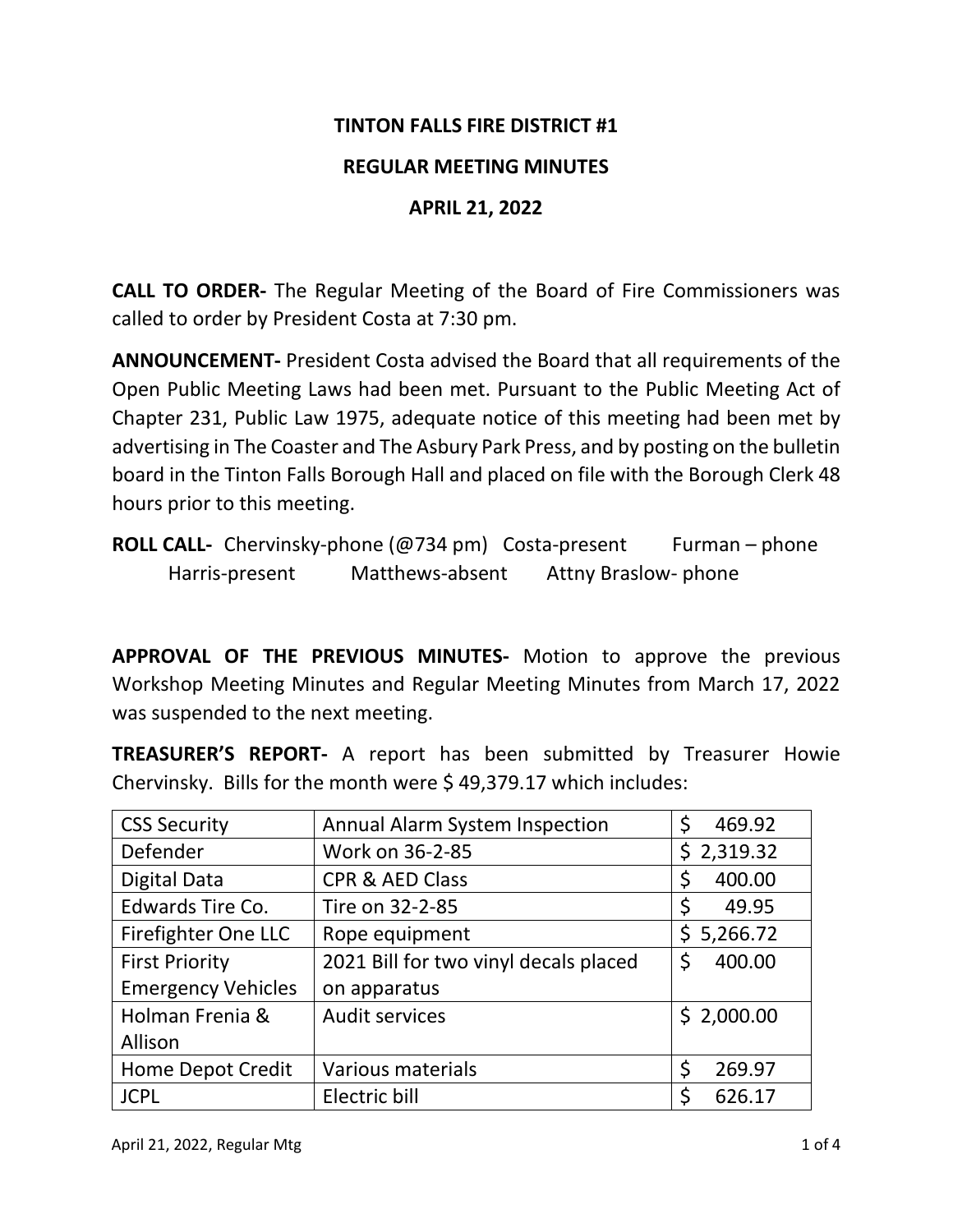# TINTON FALLS FIRE DISTRICT #1

## REGULAR MEETING MINUTES

## APRIL 21, 2022

**CALL TO ORDER-** The Regular Meeting of the Board of Fire Commissioners was called to order by President Costa at 7:30 pm.

**ANNOUNCEMENT-** President Costa advised the Board that all requirements of the Open Public Meeting Laws had been met. Pursuant to the Public Meeting Act of Chapter 231, Public Law 1975, adequate notice of this meeting had been met by advertising in The Coaster and The Asbury Park Press, and by posting on the bulletin board in the Tinton Falls Borough Hall and placed on file with the Borough Clerk 48 hours prior to this meeting.

**ROLL CALL-** Chervinsky-phone (@734 pm) Costa-present Furman – phone Harris-present Matthews-absent Attny Braslow- phone

**APPROVAL OF THE PREVIOUS MINUTES-** Motion to approve the previous Workshop Meeting Minutes and Regular Meeting Minutes from March 17, 2022 was suspended to the next meeting.

**TREASURER'S REPORT-** A report has been submitted by Treasurer Howie Chervinsky. Bills for the month were $ 49,379.17 which includes:

| CSS Security | Annual Alarm System Inspection | $ 469.92 |
|---|---|---|
| Defender | Work on 36-2-85 | $ 2,319.32 |
| Digital Data | CPR & AED Class | $ 400.00 |
| Edwards Tire Co. | Tire on 32-2-85 | $ 49.95 |
| Firefighter One LLC | Rope equipment | $ 5,266.72 |
| First Priority Emergency Vehicles | 2021 Bill for two vinyl decals placed on apparatus | $ 400.00 |
| Holman Frenia & Allison | Audit services | $ 2,000.00 |
| Home Depot Credit | Various materials | $ 269.97 |
| JCPL | Electric bill | $ 626.17 |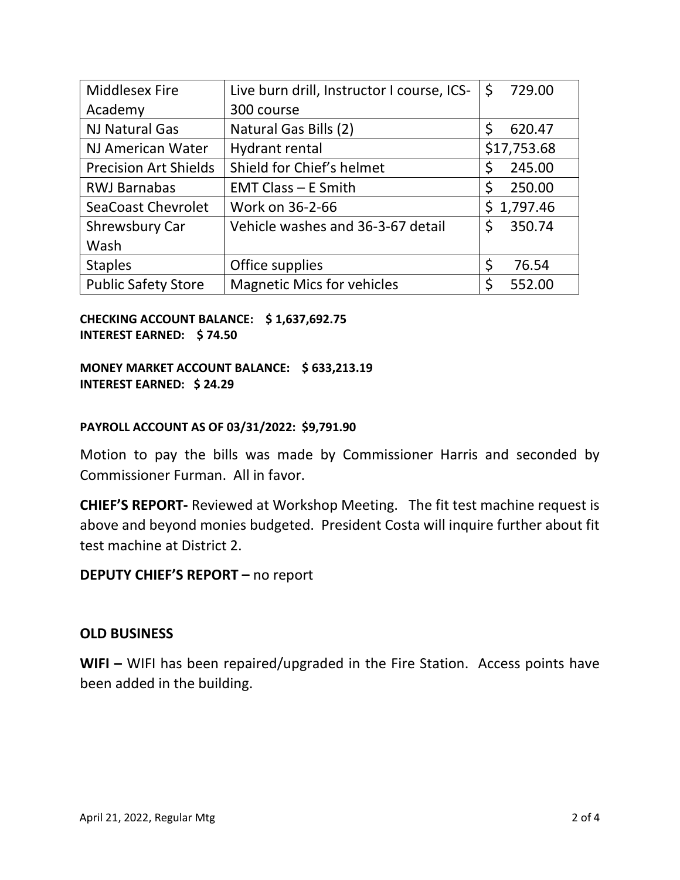| Middlesex Fire Academy | Live burn drill, Instructor I course, ICS-300 course | $ 729.00 |
|---|---|---|
| NJ Natural Gas | Natural Gas Bills (2) | $ 620.47 |
| NJ American Water | Hydrant rental | $17,753.68 |
| Precision Art Shields | Shield for Chief's helmet | $ 245.00 |
| RWJ Barnabas | EMT Class – E Smith | $ 250.00 |
| SeaCoast Chevrolet | Work on 36-2-66 | $ 1,797.46 |
| Shrewsbury Car Wash | Vehicle washes and 36-3-67 detail | $ 350.74 |
| Staples | Office supplies | $ 76.54 |
| Public Safety Store | Magnetic Mics for vehicles | $ 552.00 |

**CHECKING ACCOUNT BALANCE: $ 1,637,692.75**
**INTEREST EARNED: $ 74.50**

**MONEY MARKET ACCOUNT BALANCE: $ 633,213.19**
**INTEREST EARNED: $ 24.29**

**PAYROLL ACCOUNT AS OF 03/31/2022: $9,791.90**

Motion to pay the bills was made by Commissioner Harris and seconded by Commissioner Furman. All in favor.

**CHIEF'S REPORT-** Reviewed at Workshop Meeting. The fit test machine request is above and beyond monies budgeted. President Costa will inquire further about fit test machine at District 2.

**DEPUTY CHIEF'S REPORT –** no report

## OLD BUSINESS

**WIFI –** WIFI has been repaired/upgraded in the Fire Station. Access points have been added in the building.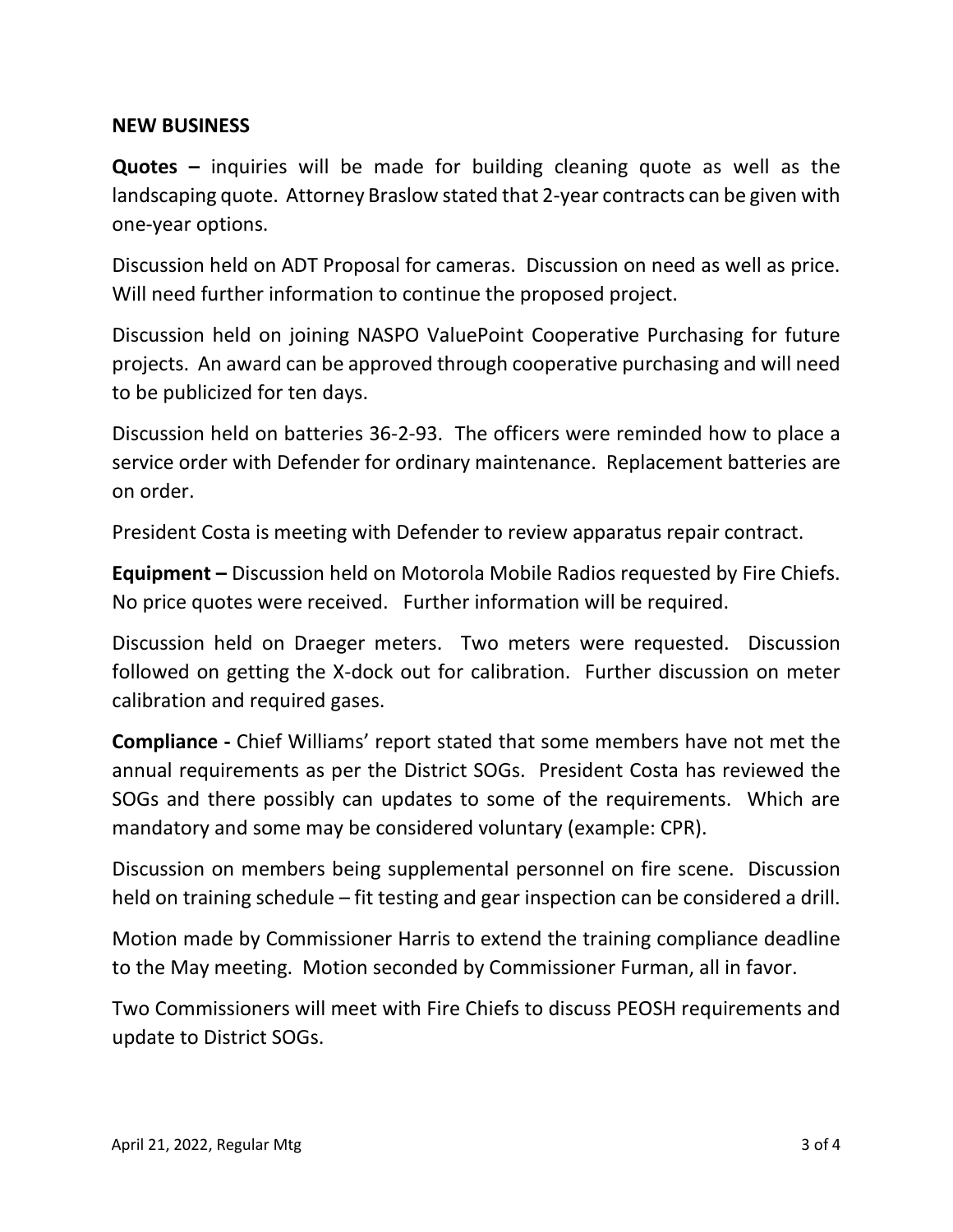## NEW BUSINESS

**Quotes –** inquiries will be made for building cleaning quote as well as the landscaping quote. Attorney Braslow stated that 2-year contracts can be given with one-year options.

Discussion held on ADT Proposal for cameras. Discussion on need as well as price. Will need further information to continue the proposed project.

Discussion held on joining NASPO ValuePoint Cooperative Purchasing for future projects. An award can be approved through cooperative purchasing and will need to be publicized for ten days.

Discussion held on batteries 36-2-93. The officers were reminded how to place a service order with Defender for ordinary maintenance. Replacement batteries are on order.

President Costa is meeting with Defender to review apparatus repair contract.

**Equipment –** Discussion held on Motorola Mobile Radios requested by Fire Chiefs. No price quotes were received. Further information will be required.

Discussion held on Draeger meters. Two meters were requested. Discussion followed on getting the X-dock out for calibration. Further discussion on meter calibration and required gases.

**Compliance -** Chief Williams' report stated that some members have not met the annual requirements as per the District SOGs. President Costa has reviewed the SOGs and there possibly can updates to some of the requirements. Which are mandatory and some may be considered voluntary (example: CPR).

Discussion on members being supplemental personnel on fire scene. Discussion held on training schedule – fit testing and gear inspection can be considered a drill.

Motion made by Commissioner Harris to extend the training compliance deadline to the May meeting. Motion seconded by Commissioner Furman, all in favor.

Two Commissioners will meet with Fire Chiefs to discuss PEOSH requirements and update to District SOGs.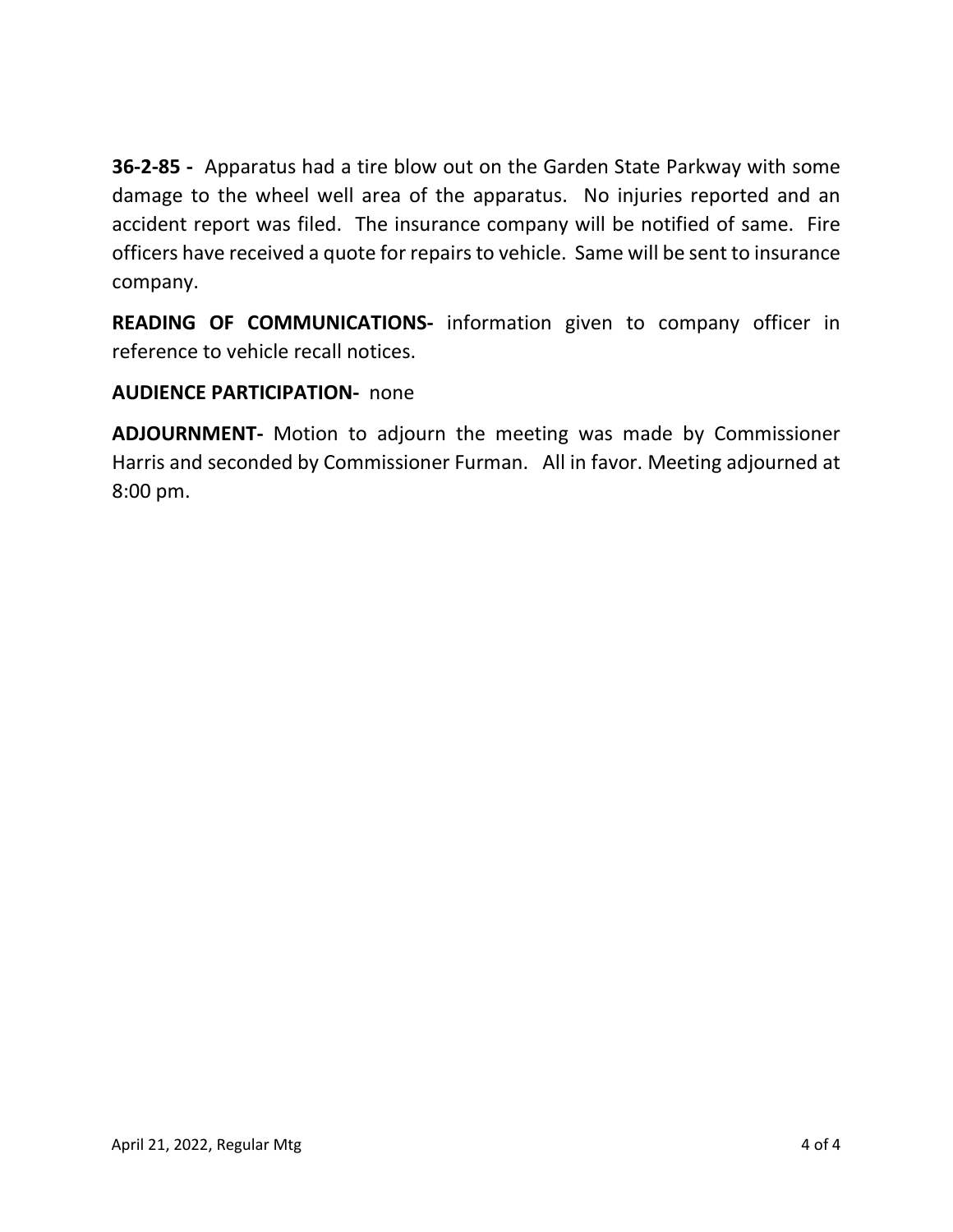**36-2-85 -** Apparatus had a tire blow out on the Garden State Parkway with some damage to the wheel well area of the apparatus. No injuries reported and an accident report was filed. The insurance company will be notified of same. Fire officers have received a quote for repairs to vehicle. Same will be sent to insurance company.

**READING OF COMMUNICATIONS-** information given to company officer in reference to vehicle recall notices.

**AUDIENCE PARTICIPATION-** none

**ADJOURNMENT-** Motion to adjourn the meeting was made by Commissioner Harris and seconded by Commissioner Furman. All in favor. Meeting adjourned at 8:00 pm.